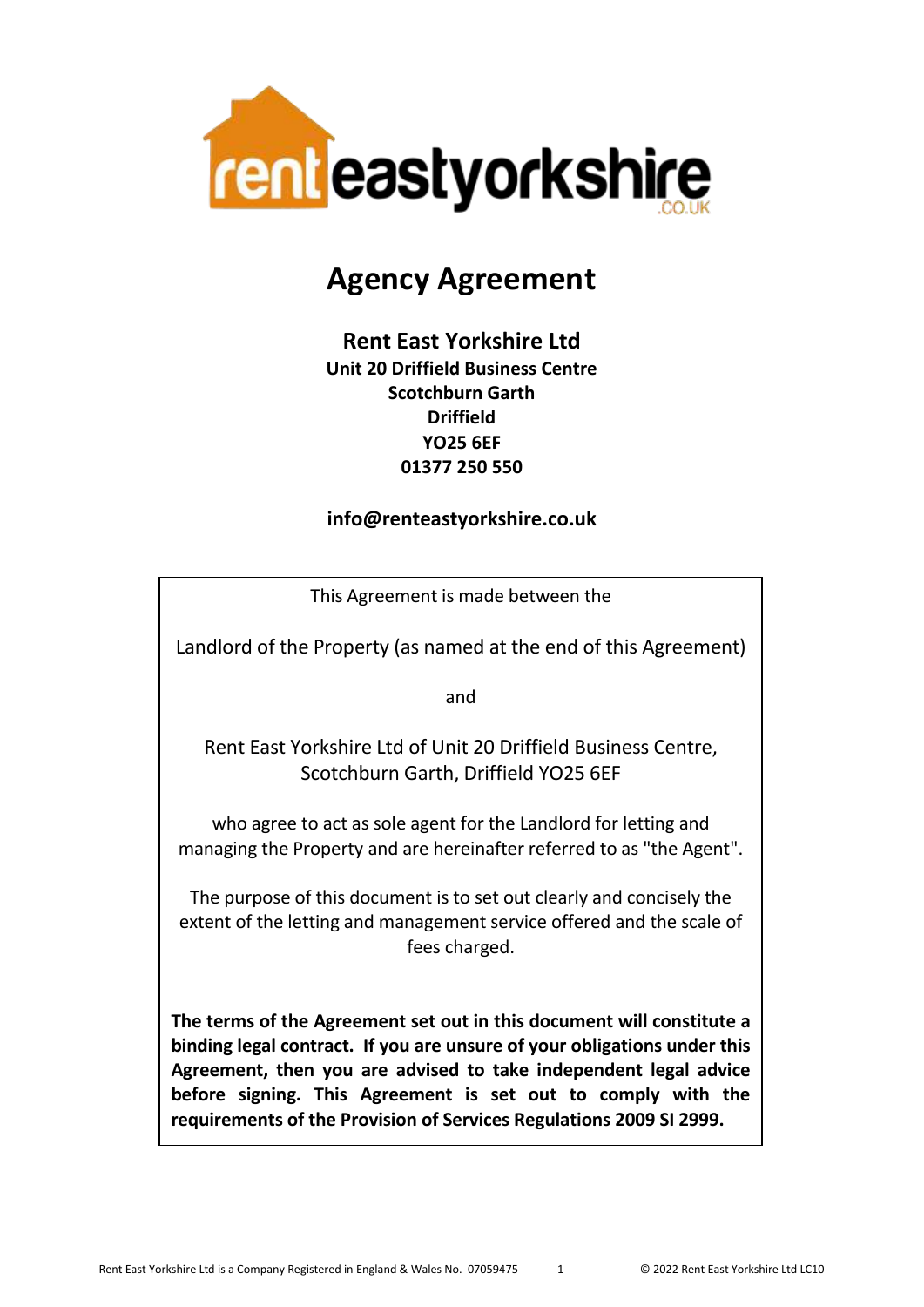# Agency Agreement

**Rent East Yorkshire Ltd**
**Unit 20 Driffield Business Centre**
**Scotchburn Garth**
**Driffield**
**YO25 6EF**
**01377 250 550**

**info@renteastyorkshire.co.uk**

This Agreement is made between the

Landlord of the Property (as named at the end of this Agreement)

and

Rent East Yorkshire Ltd of Unit 20 Driffield Business Centre, Scotchburn Garth, Driffield YO25 6EF

who agree to act as sole agent for the Landlord for letting and managing the Property and are hereinafter referred to as "the Agent".

The purpose of this document is to set out clearly and concisely the extent of the letting and management service offered and the scale of fees charged.

**The terms of the Agreement set out in this document will constitute a binding legal contract. If you are unsure of your obligations under this Agreement, then you are advised to take independent legal advice before signing. This Agreement is set out to comply with the requirements of the Provision of Services Regulations 2009 SI 2999.**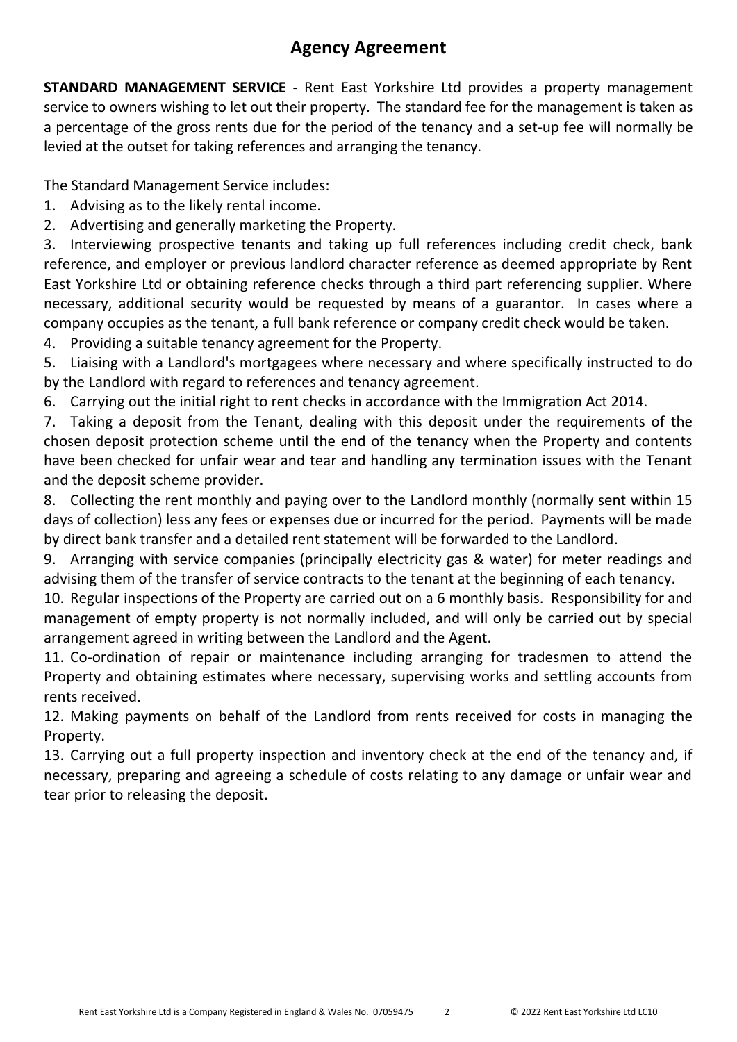# Agency Agreement

**STANDARD MANAGEMENT SERVICE** - Rent East Yorkshire Ltd provides a property management service to owners wishing to let out their property. The standard fee for the management is taken as a percentage of the gross rents due for the period of the tenancy and a set-up fee will normally be levied at the outset for taking references and arranging the tenancy.

The Standard Management Service includes:

1. Advising as to the likely rental income.
2. Advertising and generally marketing the Property.
3. Interviewing prospective tenants and taking up full references including credit check, bank reference, and employer or previous landlord character reference as deemed appropriate by Rent East Yorkshire Ltd or obtaining reference checks through a third part referencing supplier. Where necessary, additional security would be requested by means of a guarantor. In cases where a company occupies as the tenant, a full bank reference or company credit check would be taken.
4. Providing a suitable tenancy agreement for the Property.
5. Liaising with a Landlord's mortgagees where necessary and where specifically instructed to do by the Landlord with regard to references and tenancy agreement.
6. Carrying out the initial right to rent checks in accordance with the Immigration Act 2014.
7. Taking a deposit from the Tenant, dealing with this deposit under the requirements of the chosen deposit protection scheme until the end of the tenancy when the Property and contents have been checked for unfair wear and tear and handling any termination issues with the Tenant and the deposit scheme provider.
8. Collecting the rent monthly and paying over to the Landlord monthly (normally sent within 15 days of collection) less any fees or expenses due or incurred for the period. Payments will be made by direct bank transfer and a detailed rent statement will be forwarded to the Landlord.
9. Arranging with service companies (principally electricity gas & water) for meter readings and advising them of the transfer of service contracts to the tenant at the beginning of each tenancy.
10. Regular inspections of the Property are carried out on a 6 monthly basis. Responsibility for and management of empty property is not normally included, and will only be carried out by special arrangement agreed in writing between the Landlord and the Agent.
11. Co-ordination of repair or maintenance including arranging for tradesmen to attend the Property and obtaining estimates where necessary, supervising works and settling accounts from rents received.
12. Making payments on behalf of the Landlord from rents received for costs in managing the Property.
13. Carrying out a full property inspection and inventory check at the end of the tenancy and, if necessary, preparing and agreeing a schedule of costs relating to any damage or unfair wear and tear prior to releasing the deposit.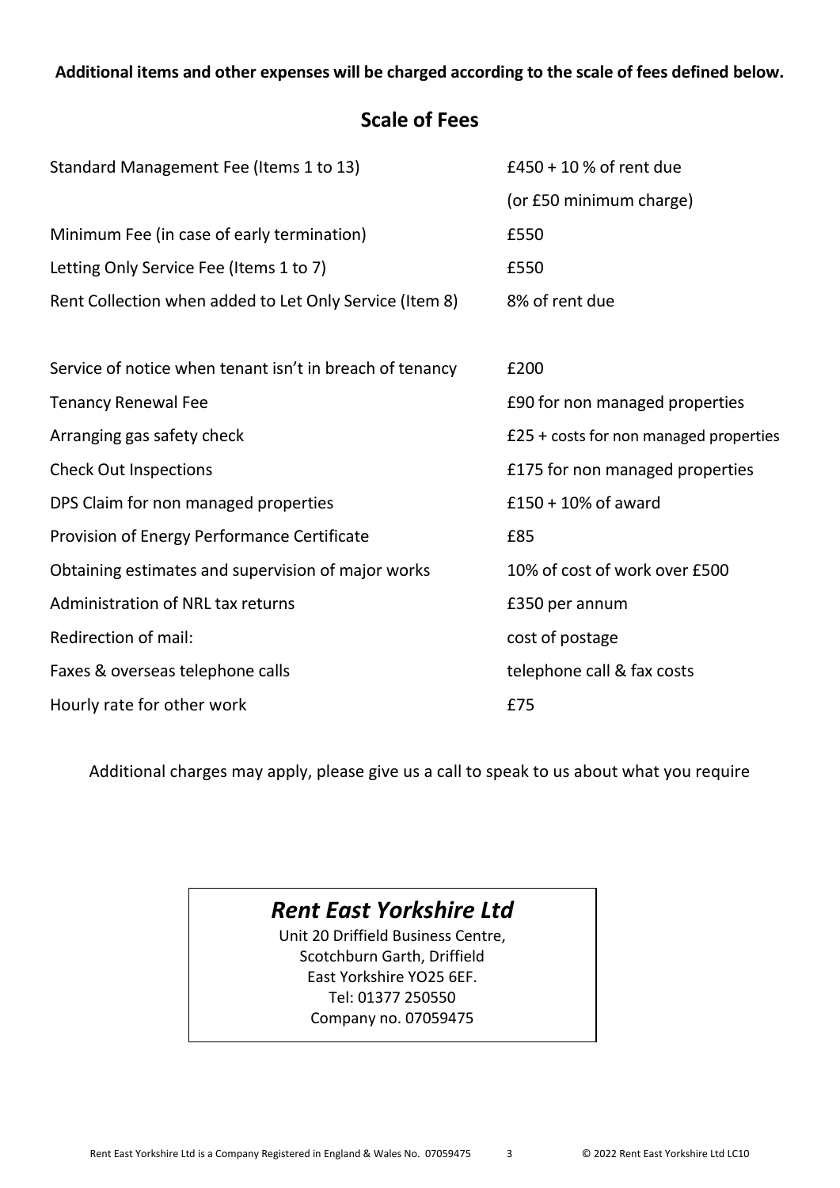**Additional items and other expenses will be charged according to the scale of fees defined below.**

## Scale of Fees

| | |
|---|---|
| Standard Management Fee (Items 1 to 13) | £450 + 10 % of rent due (or £50 minimum charge) |
| Minimum Fee (in case of early termination) | £550 |
| Letting Only Service Fee (Items 1 to 7) | £550 |
| Rent Collection when added to Let Only Service (Item 8) | 8% of rent due |
| Service of notice when tenant isn't in breach of tenancy | £200 |
| Tenancy Renewal Fee | £90 for non managed properties |
| Arranging gas safety check | £25 + costs for non managed properties |
| Check Out Inspections | £175 for non managed properties |
| DPS Claim for non managed properties | £150 + 10% of award |
| Provision of Energy Performance Certificate | £85 |
| Obtaining estimates and supervision of major works | 10% of cost of work over £500 |
| Administration of NRL tax returns | £350 per annum |
| Redirection of mail: | cost of postage |
| Faxes & overseas telephone calls | telephone call & fax costs |
| Hourly rate for other work | £75 |

Additional charges may apply, please give us a call to speak to us about what you require

***Rent East Yorkshire Ltd***
Unit 20 Driffield Business Centre,
Scotchburn Garth, Driffield
East Yorkshire YO25 6EF.
Tel: 01377 250550
Company no. 07059475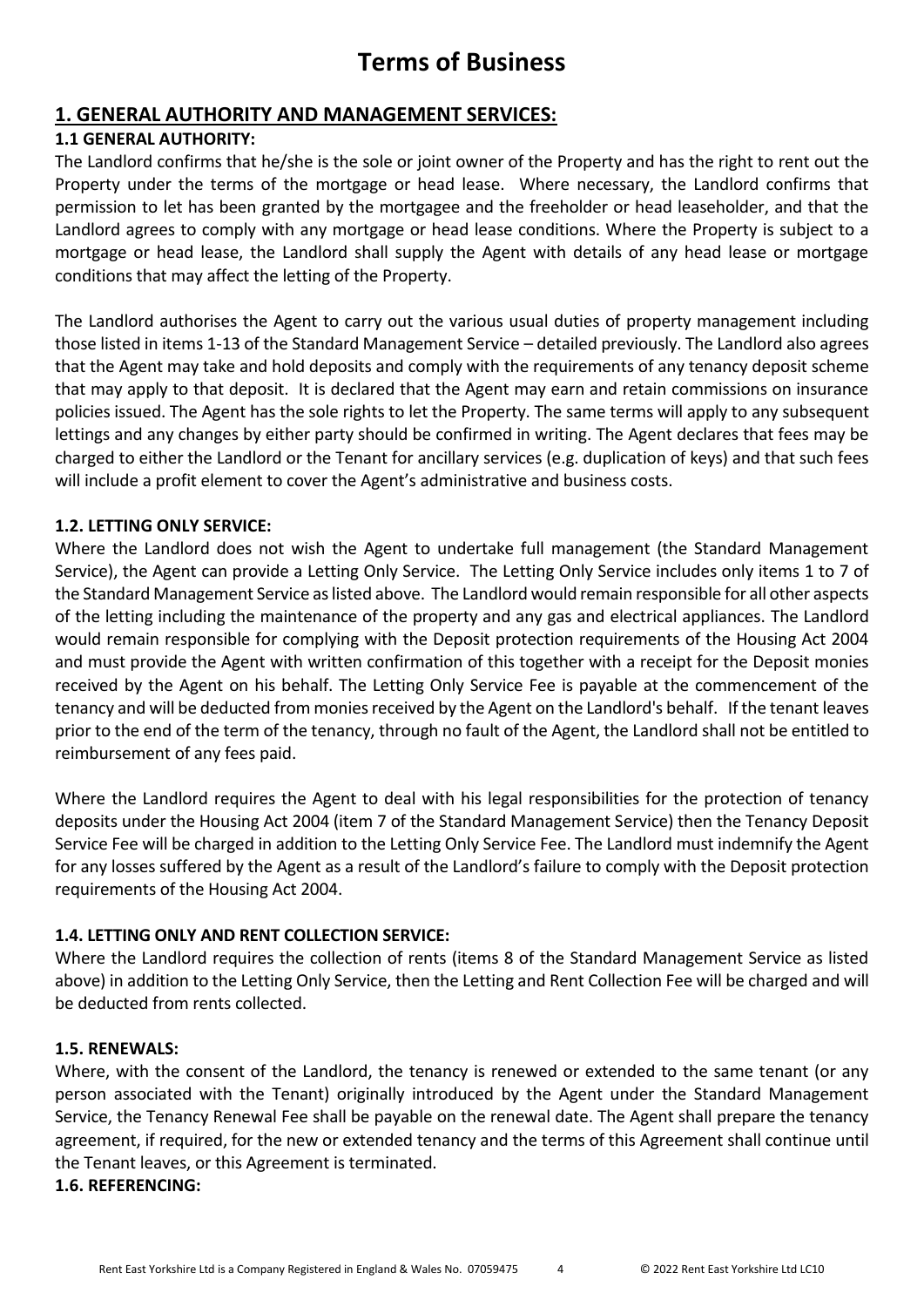# Terms of Business

## 1. GENERAL AUTHORITY AND MANAGEMENT SERVICES:

### 1.1 GENERAL AUTHORITY:

The Landlord confirms that he/she is the sole or joint owner of the Property and has the right to rent out the Property under the terms of the mortgage or head lease. Where necessary, the Landlord confirms that permission to let has been granted by the mortgagee and the freeholder or head leaseholder, and that the Landlord agrees to comply with any mortgage or head lease conditions. Where the Property is subject to a mortgage or head lease, the Landlord shall supply the Agent with details of any head lease or mortgage conditions that may affect the letting of the Property.

The Landlord authorises the Agent to carry out the various usual duties of property management including those listed in items 1-13 of the Standard Management Service – detailed previously. The Landlord also agrees that the Agent may take and hold deposits and comply with the requirements of any tenancy deposit scheme that may apply to that deposit. It is declared that the Agent may earn and retain commissions on insurance policies issued. The Agent has the sole rights to let the Property. The same terms will apply to any subsequent lettings and any changes by either party should be confirmed in writing. The Agent declares that fees may be charged to either the Landlord or the Tenant for ancillary services (e.g. duplication of keys) and that such fees will include a profit element to cover the Agent's administrative and business costs.

### 1.2. LETTING ONLY SERVICE:

Where the Landlord does not wish the Agent to undertake full management (the Standard Management Service), the Agent can provide a Letting Only Service. The Letting Only Service includes only items 1 to 7 of the Standard Management Service as listed above. The Landlord would remain responsible for all other aspects of the letting including the maintenance of the property and any gas and electrical appliances. The Landlord would remain responsible for complying with the Deposit protection requirements of the Housing Act 2004 and must provide the Agent with written confirmation of this together with a receipt for the Deposit monies received by the Agent on his behalf. The Letting Only Service Fee is payable at the commencement of the tenancy and will be deducted from monies received by the Agent on the Landlord's behalf. If the tenant leaves prior to the end of the term of the tenancy, through no fault of the Agent, the Landlord shall not be entitled to reimbursement of any fees paid.

Where the Landlord requires the Agent to deal with his legal responsibilities for the protection of tenancy deposits under the Housing Act 2004 (item 7 of the Standard Management Service) then the Tenancy Deposit Service Fee will be charged in addition to the Letting Only Service Fee. The Landlord must indemnify the Agent for any losses suffered by the Agent as a result of the Landlord's failure to comply with the Deposit protection requirements of the Housing Act 2004.

### 1.4. LETTING ONLY AND RENT COLLECTION SERVICE:

Where the Landlord requires the collection of rents (items 8 of the Standard Management Service as listed above) in addition to the Letting Only Service, then the Letting and Rent Collection Fee will be charged and will be deducted from rents collected.

### 1.5. RENEWALS:

Where, with the consent of the Landlord, the tenancy is renewed or extended to the same tenant (or any person associated with the Tenant) originally introduced by the Agent under the Standard Management Service, the Tenancy Renewal Fee shall be payable on the renewal date. The Agent shall prepare the tenancy agreement, if required, for the new or extended tenancy and the terms of this Agreement shall continue until the Tenant leaves, or this Agreement is terminated.

### 1.6. REFERENCING: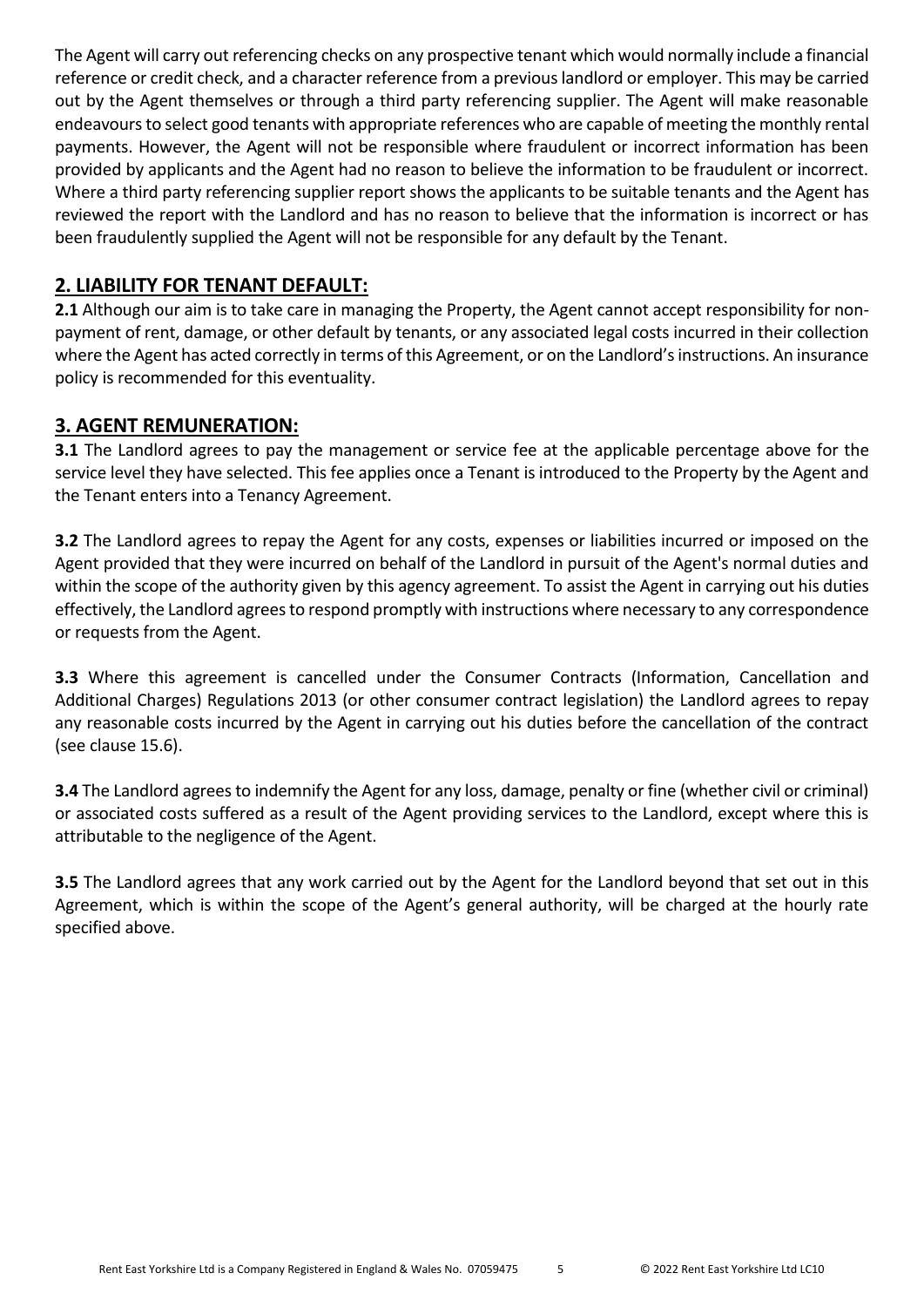The Agent will carry out referencing checks on any prospective tenant which would normally include a financial reference or credit check, and a character reference from a previous landlord or employer. This may be carried out by the Agent themselves or through a third party referencing supplier. The Agent will make reasonable endeavours to select good tenants with appropriate references who are capable of meeting the monthly rental payments. However, the Agent will not be responsible where fraudulent or incorrect information has been provided by applicants and the Agent had no reason to believe the information to be fraudulent or incorrect. Where a third party referencing supplier report shows the applicants to be suitable tenants and the Agent has reviewed the report with the Landlord and has no reason to believe that the information is incorrect or has been fraudulently supplied the Agent will not be responsible for any default by the Tenant.

## 2. LIABILITY FOR TENANT DEFAULT:

**2.1** Although our aim is to take care in managing the Property, the Agent cannot accept responsibility for non-payment of rent, damage, or other default by tenants, or any associated legal costs incurred in their collection where the Agent has acted correctly in terms of this Agreement, or on the Landlord's instructions. An insurance policy is recommended for this eventuality.

## 3. AGENT REMUNERATION:

**3.1** The Landlord agrees to pay the management or service fee at the applicable percentage above for the service level they have selected. This fee applies once a Tenant is introduced to the Property by the Agent and the Tenant enters into a Tenancy Agreement.

**3.2** The Landlord agrees to repay the Agent for any costs, expenses or liabilities incurred or imposed on the Agent provided that they were incurred on behalf of the Landlord in pursuit of the Agent's normal duties and within the scope of the authority given by this agency agreement. To assist the Agent in carrying out his duties effectively, the Landlord agrees to respond promptly with instructions where necessary to any correspondence or requests from the Agent.

**3.3** Where this agreement is cancelled under the Consumer Contracts (Information, Cancellation and Additional Charges) Regulations 2013 (or other consumer contract legislation) the Landlord agrees to repay any reasonable costs incurred by the Agent in carrying out his duties before the cancellation of the contract (see clause 15.6).

**3.4** The Landlord agrees to indemnify the Agent for any loss, damage, penalty or fine (whether civil or criminal) or associated costs suffered as a result of the Agent providing services to the Landlord, except where this is attributable to the negligence of the Agent.

**3.5** The Landlord agrees that any work carried out by the Agent for the Landlord beyond that set out in this Agreement, which is within the scope of the Agent's general authority, will be charged at the hourly rate specified above.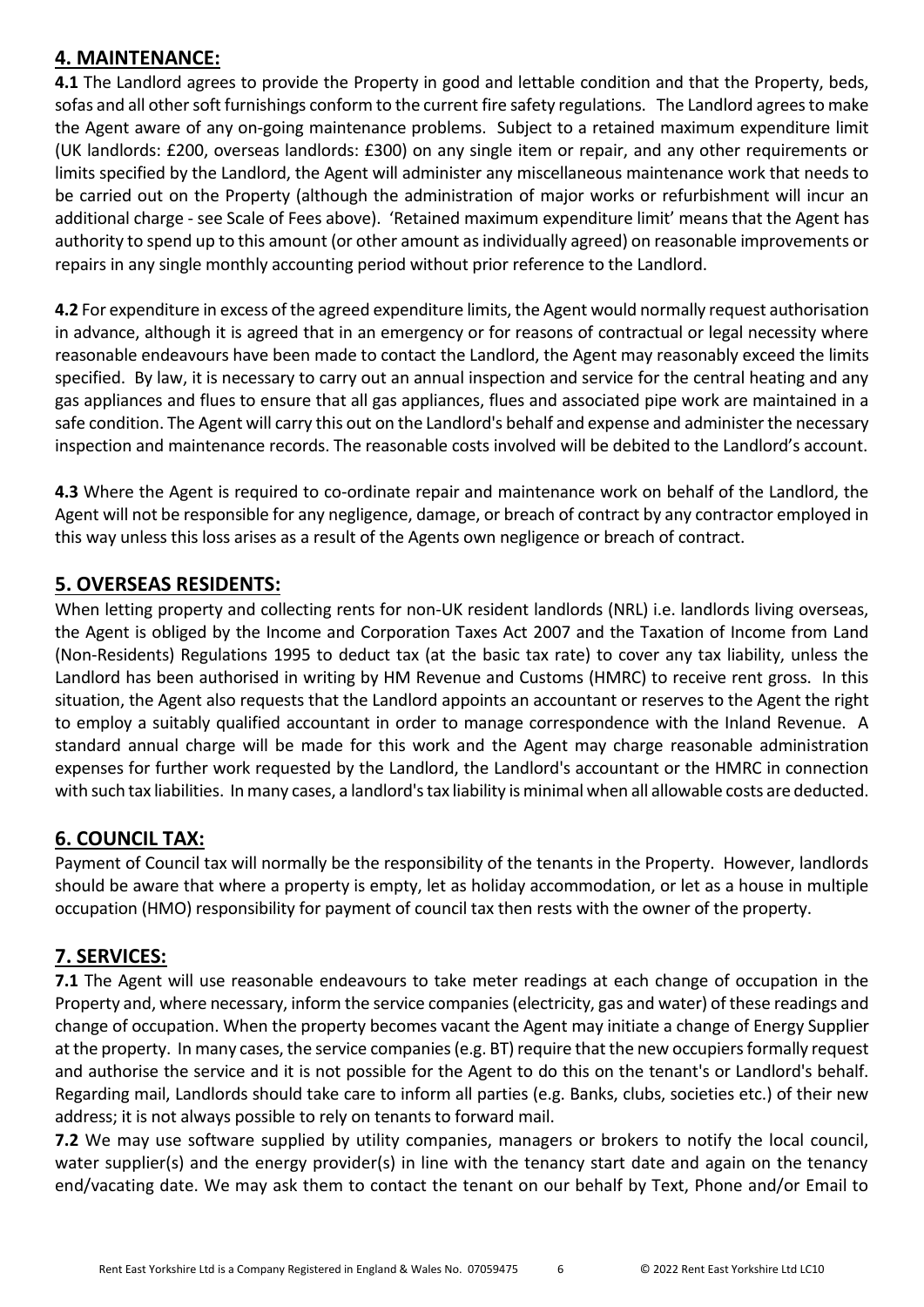## 4. MAINTENANCE:

**4.1** The Landlord agrees to provide the Property in good and lettable condition and that the Property, beds, sofas and all other soft furnishings conform to the current fire safety regulations. The Landlord agrees to make the Agent aware of any on-going maintenance problems. Subject to a retained maximum expenditure limit (UK landlords: £200, overseas landlords: £300) on any single item or repair, and any other requirements or limits specified by the Landlord, the Agent will administer any miscellaneous maintenance work that needs to be carried out on the Property (although the administration of major works or refurbishment will incur an additional charge - see Scale of Fees above). 'Retained maximum expenditure limit' means that the Agent has authority to spend up to this amount (or other amount as individually agreed) on reasonable improvements or repairs in any single monthly accounting period without prior reference to the Landlord.

**4.2** For expenditure in excess of the agreed expenditure limits, the Agent would normally request authorisation in advance, although it is agreed that in an emergency or for reasons of contractual or legal necessity where reasonable endeavours have been made to contact the Landlord, the Agent may reasonably exceed the limits specified. By law, it is necessary to carry out an annual inspection and service for the central heating and any gas appliances and flues to ensure that all gas appliances, flues and associated pipe work are maintained in a safe condition. The Agent will carry this out on the Landlord's behalf and expense and administer the necessary inspection and maintenance records. The reasonable costs involved will be debited to the Landlord's account.

**4.3** Where the Agent is required to co-ordinate repair and maintenance work on behalf of the Landlord, the Agent will not be responsible for any negligence, damage, or breach of contract by any contractor employed in this way unless this loss arises as a result of the Agents own negligence or breach of contract.

## 5. OVERSEAS RESIDENTS:

When letting property and collecting rents for non-UK resident landlords (NRL) i.e. landlords living overseas, the Agent is obliged by the Income and Corporation Taxes Act 2007 and the Taxation of Income from Land (Non-Residents) Regulations 1995 to deduct tax (at the basic tax rate) to cover any tax liability, unless the Landlord has been authorised in writing by HM Revenue and Customs (HMRC) to receive rent gross. In this situation, the Agent also requests that the Landlord appoints an accountant or reserves to the Agent the right to employ a suitably qualified accountant in order to manage correspondence with the Inland Revenue. A standard annual charge will be made for this work and the Agent may charge reasonable administration expenses for further work requested by the Landlord, the Landlord's accountant or the HMRC in connection with such tax liabilities. In many cases, a landlord's tax liability is minimal when all allowable costs are deducted.

## 6. COUNCIL TAX:

Payment of Council tax will normally be the responsibility of the tenants in the Property. However, landlords should be aware that where a property is empty, let as holiday accommodation, or let as a house in multiple occupation (HMO) responsibility for payment of council tax then rests with the owner of the property.

## 7. SERVICES:

**7.1** The Agent will use reasonable endeavours to take meter readings at each change of occupation in the Property and, where necessary, inform the service companies (electricity, gas and water) of these readings and change of occupation. When the property becomes vacant the Agent may initiate a change of Energy Supplier at the property. In many cases, the service companies (e.g. BT) require that the new occupiers formally request and authorise the service and it is not possible for the Agent to do this on the tenant's or Landlord's behalf. Regarding mail, Landlords should take care to inform all parties (e.g. Banks, clubs, societies etc.) of their new address; it is not always possible to rely on tenants to forward mail.

**7.2** We may use software supplied by utility companies, managers or brokers to notify the local council, water supplier(s) and the energy provider(s) in line with the tenancy start date and again on the tenancy end/vacating date. We may ask them to contact the tenant on our behalf by Text, Phone and/or Email to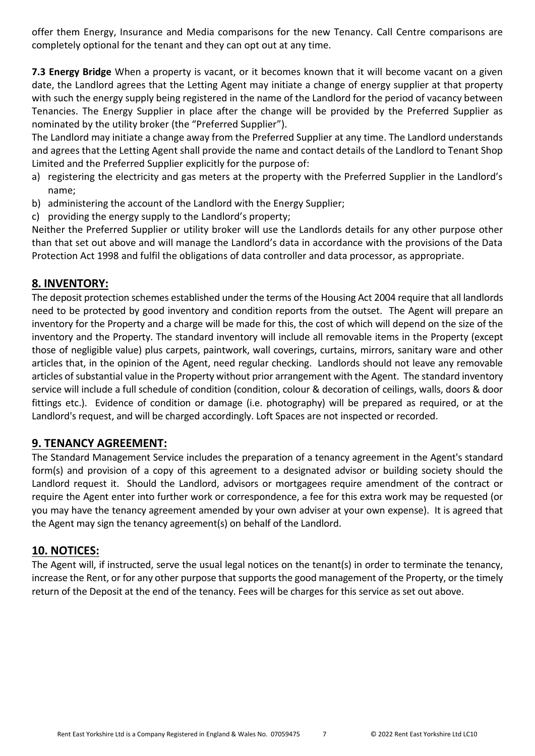offer them Energy, Insurance and Media comparisons for the new Tenancy. Call Centre comparisons are completely optional for the tenant and they can opt out at any time.

**7.3 Energy Bridge** When a property is vacant, or it becomes known that it will become vacant on a given date, the Landlord agrees that the Letting Agent may initiate a change of energy supplier at that property with such the energy supply being registered in the name of the Landlord for the period of vacancy between Tenancies. The Energy Supplier in place after the change will be provided by the Preferred Supplier as nominated by the utility broker (the "Preferred Supplier").

The Landlord may initiate a change away from the Preferred Supplier at any time. The Landlord understands and agrees that the Letting Agent shall provide the name and contact details of the Landlord to Tenant Shop Limited and the Preferred Supplier explicitly for the purpose of:

a) registering the electricity and gas meters at the property with the Preferred Supplier in the Landlord's name;
b) administering the account of the Landlord with the Energy Supplier;
c) providing the energy supply to the Landlord's property;

Neither the Preferred Supplier or utility broker will use the Landlords details for any other purpose other than that set out above and will manage the Landlord's data in accordance with the provisions of the Data Protection Act 1998 and fulfil the obligations of data controller and data processor, as appropriate.

## 8. INVENTORY:

The deposit protection schemes established under the terms of the Housing Act 2004 require that all landlords need to be protected by good inventory and condition reports from the outset. The Agent will prepare an inventory for the Property and a charge will be made for this, the cost of which will depend on the size of the inventory and the Property. The standard inventory will include all removable items in the Property (except those of negligible value) plus carpets, paintwork, wall coverings, curtains, mirrors, sanitary ware and other articles that, in the opinion of the Agent, need regular checking. Landlords should not leave any removable articles of substantial value in the Property without prior arrangement with the Agent. The standard inventory service will include a full schedule of condition (condition, colour & decoration of ceilings, walls, doors & door fittings etc.). Evidence of condition or damage (i.e. photography) will be prepared as required, or at the Landlord's request, and will be charged accordingly. Loft Spaces are not inspected or recorded.

## 9. TENANCY AGREEMENT:

The Standard Management Service includes the preparation of a tenancy agreement in the Agent's standard form(s) and provision of a copy of this agreement to a designated advisor or building society should the Landlord request it. Should the Landlord, advisors or mortgagees require amendment of the contract or require the Agent enter into further work or correspondence, a fee for this extra work may be requested (or you may have the tenancy agreement amended by your own adviser at your own expense). It is agreed that the Agent may sign the tenancy agreement(s) on behalf of the Landlord.

## 10. NOTICES:

The Agent will, if instructed, serve the usual legal notices on the tenant(s) in order to terminate the tenancy, increase the Rent, or for any other purpose that supports the good management of the Property, or the timely return of the Deposit at the end of the tenancy. Fees will be charges for this service as set out above.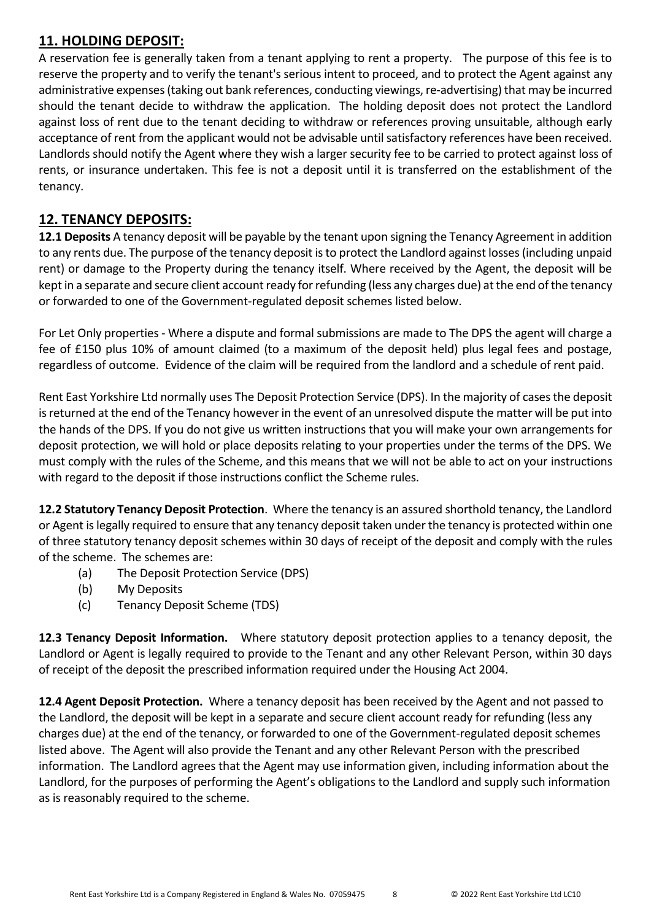## 11. HOLDING DEPOSIT:

A reservation fee is generally taken from a tenant applying to rent a property. The purpose of this fee is to reserve the property and to verify the tenant's serious intent to proceed, and to protect the Agent against any administrative expenses (taking out bank references, conducting viewings, re-advertising) that may be incurred should the tenant decide to withdraw the application. The holding deposit does not protect the Landlord against loss of rent due to the tenant deciding to withdraw or references proving unsuitable, although early acceptance of rent from the applicant would not be advisable until satisfactory references have been received. Landlords should notify the Agent where they wish a larger security fee to be carried to protect against loss of rents, or insurance undertaken. This fee is not a deposit until it is transferred on the establishment of the tenancy.

## 12. TENANCY DEPOSITS:

**12.1 Deposits** A tenancy deposit will be payable by the tenant upon signing the Tenancy Agreement in addition to any rents due. The purpose of the tenancy deposit is to protect the Landlord against losses (including unpaid rent) or damage to the Property during the tenancy itself. Where received by the Agent, the deposit will be kept in a separate and secure client account ready for refunding (less any charges due) at the end of the tenancy or forwarded to one of the Government-regulated deposit schemes listed below.

For Let Only properties - Where a dispute and formal submissions are made to The DPS the agent will charge a fee of £150 plus 10% of amount claimed (to a maximum of the deposit held) plus legal fees and postage, regardless of outcome. Evidence of the claim will be required from the landlord and a schedule of rent paid.

Rent East Yorkshire Ltd normally uses The Deposit Protection Service (DPS). In the majority of cases the deposit is returned at the end of the Tenancy however in the event of an unresolved dispute the matter will be put into the hands of the DPS. If you do not give us written instructions that you will make your own arrangements for deposit protection, we will hold or place deposits relating to your properties under the terms of the DPS. We must comply with the rules of the Scheme, and this means that we will not be able to act on your instructions with regard to the deposit if those instructions conflict the Scheme rules.

**12.2 Statutory Tenancy Deposit Protection**. Where the tenancy is an assured shorthold tenancy, the Landlord or Agent is legally required to ensure that any tenancy deposit taken under the tenancy is protected within one of three statutory tenancy deposit schemes within 30 days of receipt of the deposit and comply with the rules of the scheme. The schemes are:

- (a) The Deposit Protection Service (DPS)
- (b) My Deposits
- (c) Tenancy Deposit Scheme (TDS)

**12.3 Tenancy Deposit Information.** Where statutory deposit protection applies to a tenancy deposit, the Landlord or Agent is legally required to provide to the Tenant and any other Relevant Person, within 30 days of receipt of the deposit the prescribed information required under the Housing Act 2004.

**12.4 Agent Deposit Protection.** Where a tenancy deposit has been received by the Agent and not passed to the Landlord, the deposit will be kept in a separate and secure client account ready for refunding (less any charges due) at the end of the tenancy, or forwarded to one of the Government-regulated deposit schemes listed above. The Agent will also provide the Tenant and any other Relevant Person with the prescribed information. The Landlord agrees that the Agent may use information given, including information about the Landlord, for the purposes of performing the Agent's obligations to the Landlord and supply such information as is reasonably required to the scheme.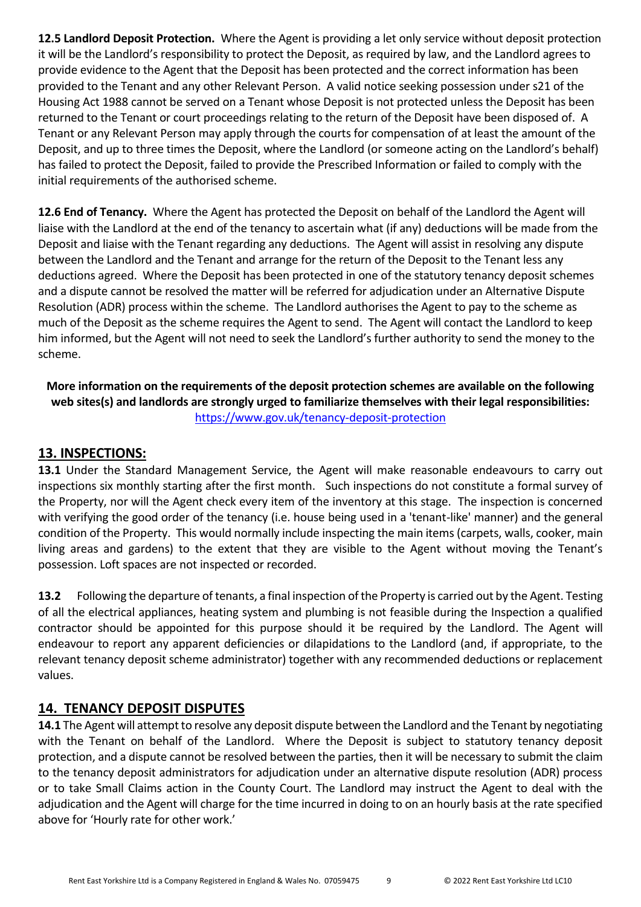**12.5 Landlord Deposit Protection.** Where the Agent is providing a let only service without deposit protection it will be the Landlord's responsibility to protect the Deposit, as required by law, and the Landlord agrees to provide evidence to the Agent that the Deposit has been protected and the correct information has been provided to the Tenant and any other Relevant Person. A valid notice seeking possession under s21 of the Housing Act 1988 cannot be served on a Tenant whose Deposit is not protected unless the Deposit has been returned to the Tenant or court proceedings relating to the return of the Deposit have been disposed of. A Tenant or any Relevant Person may apply through the courts for compensation of at least the amount of the Deposit, and up to three times the Deposit, where the Landlord (or someone acting on the Landlord's behalf) has failed to protect the Deposit, failed to provide the Prescribed Information or failed to comply with the initial requirements of the authorised scheme.

**12.6 End of Tenancy.** Where the Agent has protected the Deposit on behalf of the Landlord the Agent will liaise with the Landlord at the end of the tenancy to ascertain what (if any) deductions will be made from the Deposit and liaise with the Tenant regarding any deductions. The Agent will assist in resolving any dispute between the Landlord and the Tenant and arrange for the return of the Deposit to the Tenant less any deductions agreed. Where the Deposit has been protected in one of the statutory tenancy deposit schemes and a dispute cannot be resolved the matter will be referred for adjudication under an Alternative Dispute Resolution (ADR) process within the scheme. The Landlord authorises the Agent to pay to the scheme as much of the Deposit as the scheme requires the Agent to send. The Agent will contact the Landlord to keep him informed, but the Agent will not need to seek the Landlord's further authority to send the money to the scheme.

**More information on the requirements of the deposit protection schemes are available on the following web sites(s) and landlords are strongly urged to familiarize themselves with their legal responsibilities:**
https://www.gov.uk/tenancy-deposit-protection

## 13. INSPECTIONS:

**13.1** Under the Standard Management Service, the Agent will make reasonable endeavours to carry out inspections six monthly starting after the first month. Such inspections do not constitute a formal survey of the Property, nor will the Agent check every item of the inventory at this stage. The inspection is concerned with verifying the good order of the tenancy (i.e. house being used in a 'tenant-like' manner) and the general condition of the Property. This would normally include inspecting the main items (carpets, walls, cooker, main living areas and gardens) to the extent that they are visible to the Agent without moving the Tenant's possession. Loft spaces are not inspected or recorded.

**13.2** Following the departure of tenants, a final inspection of the Property is carried out by the Agent. Testing of all the electrical appliances, heating system and plumbing is not feasible during the Inspection a qualified contractor should be appointed for this purpose should it be required by the Landlord. The Agent will endeavour to report any apparent deficiencies or dilapidations to the Landlord (and, if appropriate, to the relevant tenancy deposit scheme administrator) together with any recommended deductions or replacement values.

## 14. TENANCY DEPOSIT DISPUTES

**14.1** The Agent will attempt to resolve any deposit dispute between the Landlord and the Tenant by negotiating with the Tenant on behalf of the Landlord. Where the Deposit is subject to statutory tenancy deposit protection, and a dispute cannot be resolved between the parties, then it will be necessary to submit the claim to the tenancy deposit administrators for adjudication under an alternative dispute resolution (ADR) process or to take Small Claims action in the County Court. The Landlord may instruct the Agent to deal with the adjudication and the Agent will charge for the time incurred in doing to on an hourly basis at the rate specified above for 'Hourly rate for other work.'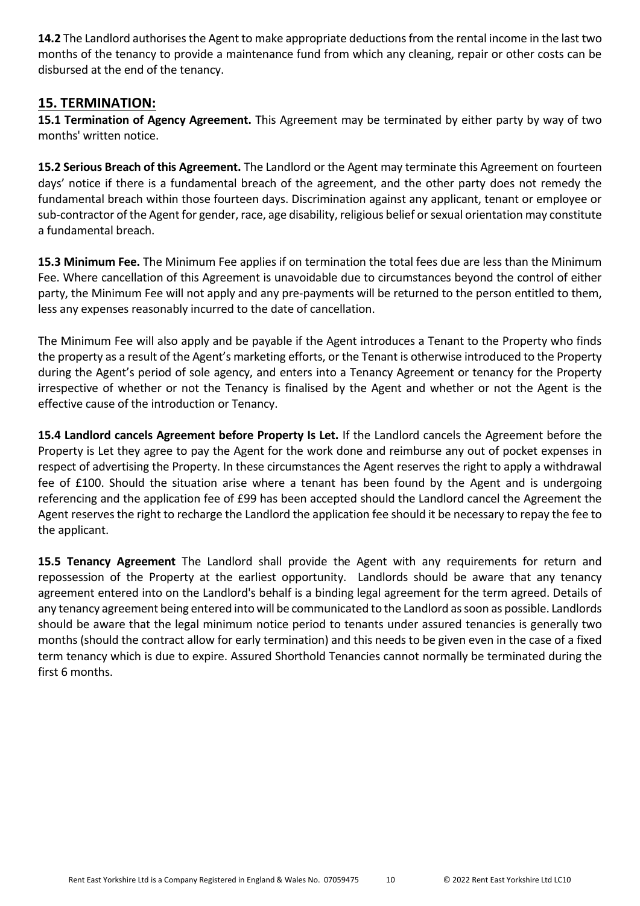**14.2** The Landlord authorises the Agent to make appropriate deductions from the rental income in the last two months of the tenancy to provide a maintenance fund from which any cleaning, repair or other costs can be disbursed at the end of the tenancy.

## 15. TERMINATION:

**15.1 Termination of Agency Agreement.** This Agreement may be terminated by either party by way of two months' written notice.

**15.2 Serious Breach of this Agreement.** The Landlord or the Agent may terminate this Agreement on fourteen days' notice if there is a fundamental breach of the agreement, and the other party does not remedy the fundamental breach within those fourteen days. Discrimination against any applicant, tenant or employee or sub-contractor of the Agent for gender, race, age disability, religious belief or sexual orientation may constitute a fundamental breach.

**15.3 Minimum Fee.** The Minimum Fee applies if on termination the total fees due are less than the Minimum Fee. Where cancellation of this Agreement is unavoidable due to circumstances beyond the control of either party, the Minimum Fee will not apply and any pre-payments will be returned to the person entitled to them, less any expenses reasonably incurred to the date of cancellation.

The Minimum Fee will also apply and be payable if the Agent introduces a Tenant to the Property who finds the property as a result of the Agent's marketing efforts, or the Tenant is otherwise introduced to the Property during the Agent's period of sole agency, and enters into a Tenancy Agreement or tenancy for the Property irrespective of whether or not the Tenancy is finalised by the Agent and whether or not the Agent is the effective cause of the introduction or Tenancy.

**15.4 Landlord cancels Agreement before Property Is Let.** If the Landlord cancels the Agreement before the Property is Let they agree to pay the Agent for the work done and reimburse any out of pocket expenses in respect of advertising the Property. In these circumstances the Agent reserves the right to apply a withdrawal fee of £100. Should the situation arise where a tenant has been found by the Agent and is undergoing referencing and the application fee of £99 has been accepted should the Landlord cancel the Agreement the Agent reserves the right to recharge the Landlord the application fee should it be necessary to repay the fee to the applicant.

**15.5 Tenancy Agreement** The Landlord shall provide the Agent with any requirements for return and repossession of the Property at the earliest opportunity. Landlords should be aware that any tenancy agreement entered into on the Landlord's behalf is a binding legal agreement for the term agreed. Details of any tenancy agreement being entered into will be communicated to the Landlord as soon as possible. Landlords should be aware that the legal minimum notice period to tenants under assured tenancies is generally two months (should the contract allow for early termination) and this needs to be given even in the case of a fixed term tenancy which is due to expire. Assured Shorthold Tenancies cannot normally be terminated during the first 6 months.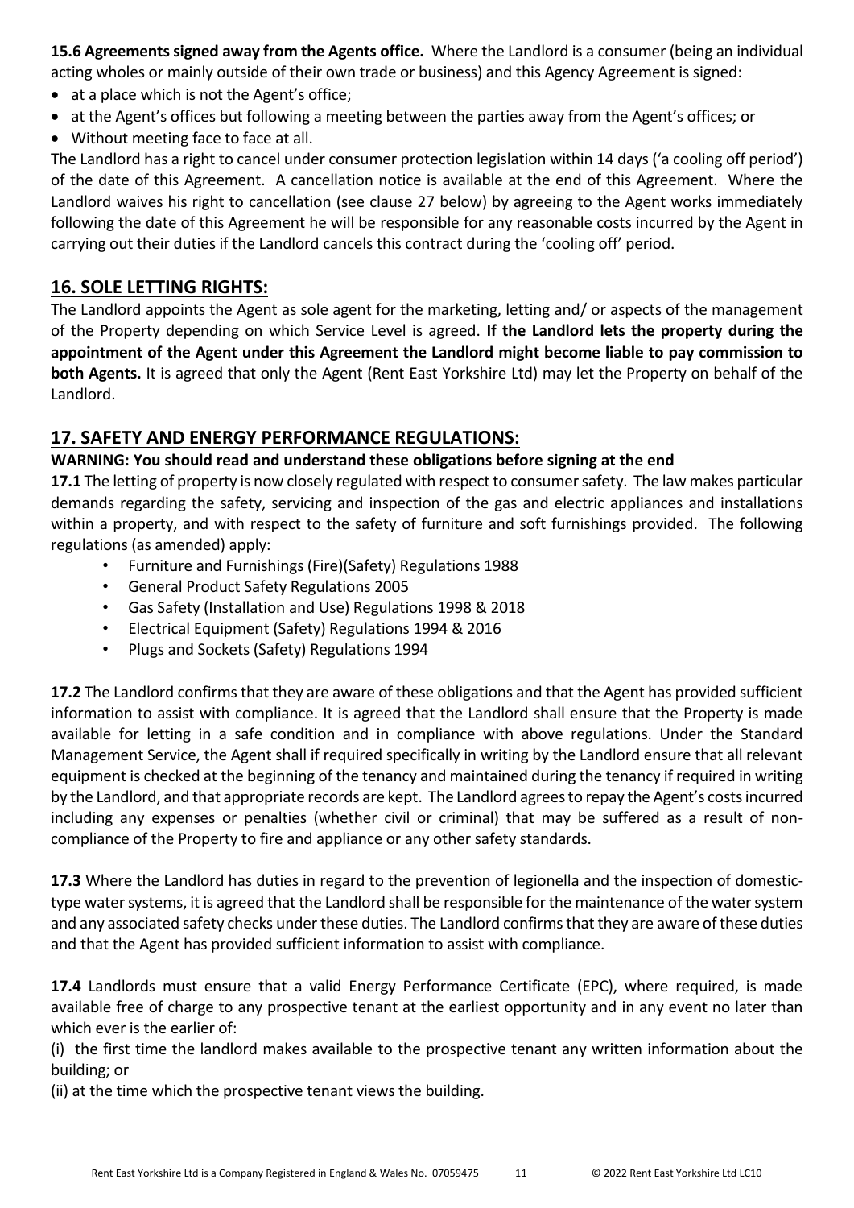**15.6 Agreements signed away from the Agents office.** Where the Landlord is a consumer (being an individual acting wholes or mainly outside of their own trade or business) and this Agency Agreement is signed:

- at a place which is not the Agent's office;
- at the Agent's offices but following a meeting between the parties away from the Agent's offices; or
- Without meeting face to face at all.

The Landlord has a right to cancel under consumer protection legislation within 14 days ('a cooling off period') of the date of this Agreement. A cancellation notice is available at the end of this Agreement. Where the Landlord waives his right to cancellation (see clause 27 below) by agreeing to the Agent works immediately following the date of this Agreement he will be responsible for any reasonable costs incurred by the Agent in carrying out their duties if the Landlord cancels this contract during the 'cooling off' period.

## 16. SOLE LETTING RIGHTS:

The Landlord appoints the Agent as sole agent for the marketing, letting and/ or aspects of the management of the Property depending on which Service Level is agreed. **If the Landlord lets the property during the appointment of the Agent under this Agreement the Landlord might become liable to pay commission to both Agents.** It is agreed that only the Agent (Rent East Yorkshire Ltd) may let the Property on behalf of the Landlord.

## 17. SAFETY AND ENERGY PERFORMANCE REGULATIONS:

**WARNING: You should read and understand these obligations before signing at the end**

**17.1** The letting of property is now closely regulated with respect to consumer safety. The law makes particular demands regarding the safety, servicing and inspection of the gas and electric appliances and installations within a property, and with respect to the safety of furniture and soft furnishings provided. The following regulations (as amended) apply:

- Furniture and Furnishings (Fire)(Safety) Regulations 1988
- General Product Safety Regulations 2005
- Gas Safety (Installation and Use) Regulations 1998 & 2018
- Electrical Equipment (Safety) Regulations 1994 & 2016
- Plugs and Sockets (Safety) Regulations 1994

**17.2** The Landlord confirms that they are aware of these obligations and that the Agent has provided sufficient information to assist with compliance. It is agreed that the Landlord shall ensure that the Property is made available for letting in a safe condition and in compliance with above regulations. Under the Standard Management Service, the Agent shall if required specifically in writing by the Landlord ensure that all relevant equipment is checked at the beginning of the tenancy and maintained during the tenancy if required in writing by the Landlord, and that appropriate records are kept. The Landlord agrees to repay the Agent's costs incurred including any expenses or penalties (whether civil or criminal) that may be suffered as a result of non-compliance of the Property to fire and appliance or any other safety standards.

**17.3** Where the Landlord has duties in regard to the prevention of legionella and the inspection of domestic-type water systems, it is agreed that the Landlord shall be responsible for the maintenance of the water system and any associated safety checks under these duties. The Landlord confirms that they are aware of these duties and that the Agent has provided sufficient information to assist with compliance.

**17.4** Landlords must ensure that a valid Energy Performance Certificate (EPC), where required, is made available free of charge to any prospective tenant at the earliest opportunity and in any event no later than which ever is the earlier of:

(i) the first time the landlord makes available to the prospective tenant any written information about the building; or

(ii) at the time which the prospective tenant views the building.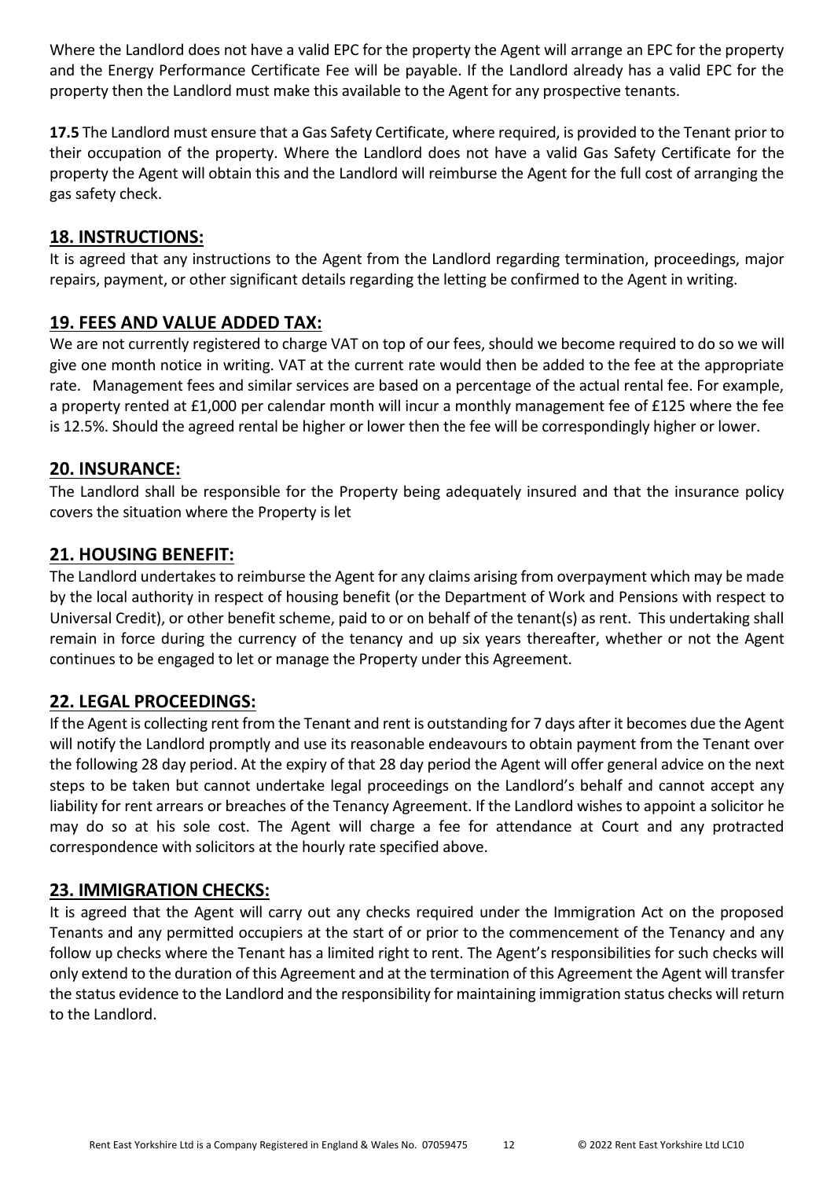Where the Landlord does not have a valid EPC for the property the Agent will arrange an EPC for the property and the Energy Performance Certificate Fee will be payable. If the Landlord already has a valid EPC for the property then the Landlord must make this available to the Agent for any prospective tenants.

**17.5** The Landlord must ensure that a Gas Safety Certificate, where required, is provided to the Tenant prior to their occupation of the property. Where the Landlord does not have a valid Gas Safety Certificate for the property the Agent will obtain this and the Landlord will reimburse the Agent for the full cost of arranging the gas safety check.

## 18. INSTRUCTIONS:

It is agreed that any instructions to the Agent from the Landlord regarding termination, proceedings, major repairs, payment, or other significant details regarding the letting be confirmed to the Agent in writing.

## 19. FEES AND VALUE ADDED TAX:

We are not currently registered to charge VAT on top of our fees, should we become required to do so we will give one month notice in writing. VAT at the current rate would then be added to the fee at the appropriate rate. Management fees and similar services are based on a percentage of the actual rental fee. For example, a property rented at £1,000 per calendar month will incur a monthly management fee of £125 where the fee is 12.5%. Should the agreed rental be higher or lower then the fee will be correspondingly higher or lower.

## 20. INSURANCE:

The Landlord shall be responsible for the Property being adequately insured and that the insurance policy covers the situation where the Property is let

## 21. HOUSING BENEFIT:

The Landlord undertakes to reimburse the Agent for any claims arising from overpayment which may be made by the local authority in respect of housing benefit (or the Department of Work and Pensions with respect to Universal Credit), or other benefit scheme, paid to or on behalf of the tenant(s) as rent. This undertaking shall remain in force during the currency of the tenancy and up six years thereafter, whether or not the Agent continues to be engaged to let or manage the Property under this Agreement.

## 22. LEGAL PROCEEDINGS:

If the Agent is collecting rent from the Tenant and rent is outstanding for 7 days after it becomes due the Agent will notify the Landlord promptly and use its reasonable endeavours to obtain payment from the Tenant over the following 28 day period. At the expiry of that 28 day period the Agent will offer general advice on the next steps to be taken but cannot undertake legal proceedings on the Landlord's behalf and cannot accept any liability for rent arrears or breaches of the Tenancy Agreement. If the Landlord wishes to appoint a solicitor he may do so at his sole cost. The Agent will charge a fee for attendance at Court and any protracted correspondence with solicitors at the hourly rate specified above.

## 23. IMMIGRATION CHECKS:

It is agreed that the Agent will carry out any checks required under the Immigration Act on the proposed Tenants and any permitted occupiers at the start of or prior to the commencement of the Tenancy and any follow up checks where the Tenant has a limited right to rent. The Agent's responsibilities for such checks will only extend to the duration of this Agreement and at the termination of this Agreement the Agent will transfer the status evidence to the Landlord and the responsibility for maintaining immigration status checks will return to the Landlord.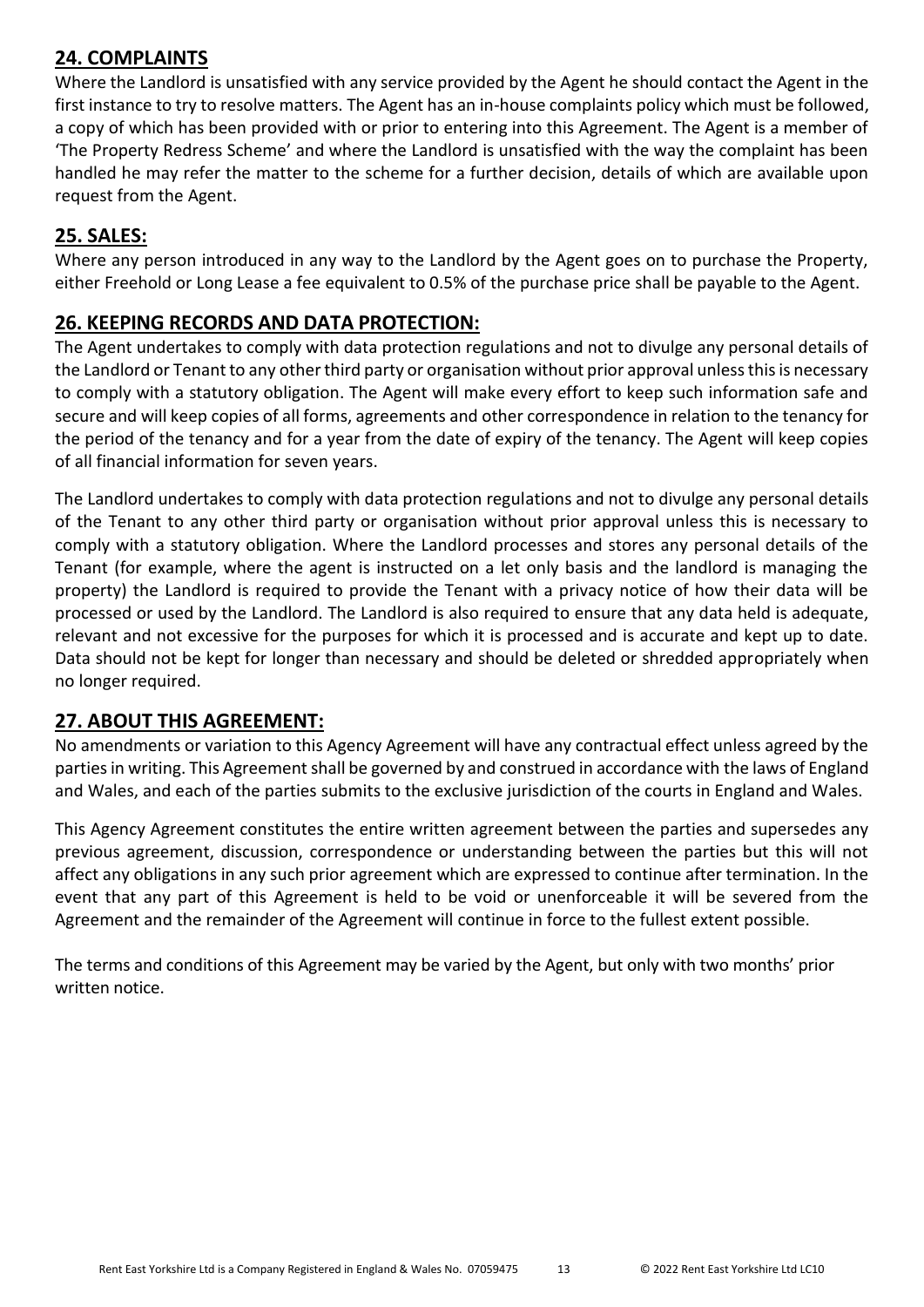## 24. COMPLAINTS

Where the Landlord is unsatisfied with any service provided by the Agent he should contact the Agent in the first instance to try to resolve matters. The Agent has an in-house complaints policy which must be followed, a copy of which has been provided with or prior to entering into this Agreement. The Agent is a member of 'The Property Redress Scheme' and where the Landlord is unsatisfied with the way the complaint has been handled he may refer the matter to the scheme for a further decision, details of which are available upon request from the Agent.

## 25. SALES:

Where any person introduced in any way to the Landlord by the Agent goes on to purchase the Property, either Freehold or Long Lease a fee equivalent to 0.5% of the purchase price shall be payable to the Agent.

## 26. KEEPING RECORDS AND DATA PROTECTION:

The Agent undertakes to comply with data protection regulations and not to divulge any personal details of the Landlord or Tenant to any other third party or organisation without prior approval unless this is necessary to comply with a statutory obligation. The Agent will make every effort to keep such information safe and secure and will keep copies of all forms, agreements and other correspondence in relation to the tenancy for the period of the tenancy and for a year from the date of expiry of the tenancy. The Agent will keep copies of all financial information for seven years.

The Landlord undertakes to comply with data protection regulations and not to divulge any personal details of the Tenant to any other third party or organisation without prior approval unless this is necessary to comply with a statutory obligation. Where the Landlord processes and stores any personal details of the Tenant (for example, where the agent is instructed on a let only basis and the landlord is managing the property) the Landlord is required to provide the Tenant with a privacy notice of how their data will be processed or used by the Landlord. The Landlord is also required to ensure that any data held is adequate, relevant and not excessive for the purposes for which it is processed and is accurate and kept up to date. Data should not be kept for longer than necessary and should be deleted or shredded appropriately when no longer required.

## 27. ABOUT THIS AGREEMENT:

No amendments or variation to this Agency Agreement will have any contractual effect unless agreed by the parties in writing. This Agreement shall be governed by and construed in accordance with the laws of England and Wales, and each of the parties submits to the exclusive jurisdiction of the courts in England and Wales.

This Agency Agreement constitutes the entire written agreement between the parties and supersedes any previous agreement, discussion, correspondence or understanding between the parties but this will not affect any obligations in any such prior agreement which are expressed to continue after termination. In the event that any part of this Agreement is held to be void or unenforceable it will be severed from the Agreement and the remainder of the Agreement will continue in force to the fullest extent possible.

The terms and conditions of this Agreement may be varied by the Agent, but only with two months' prior written notice.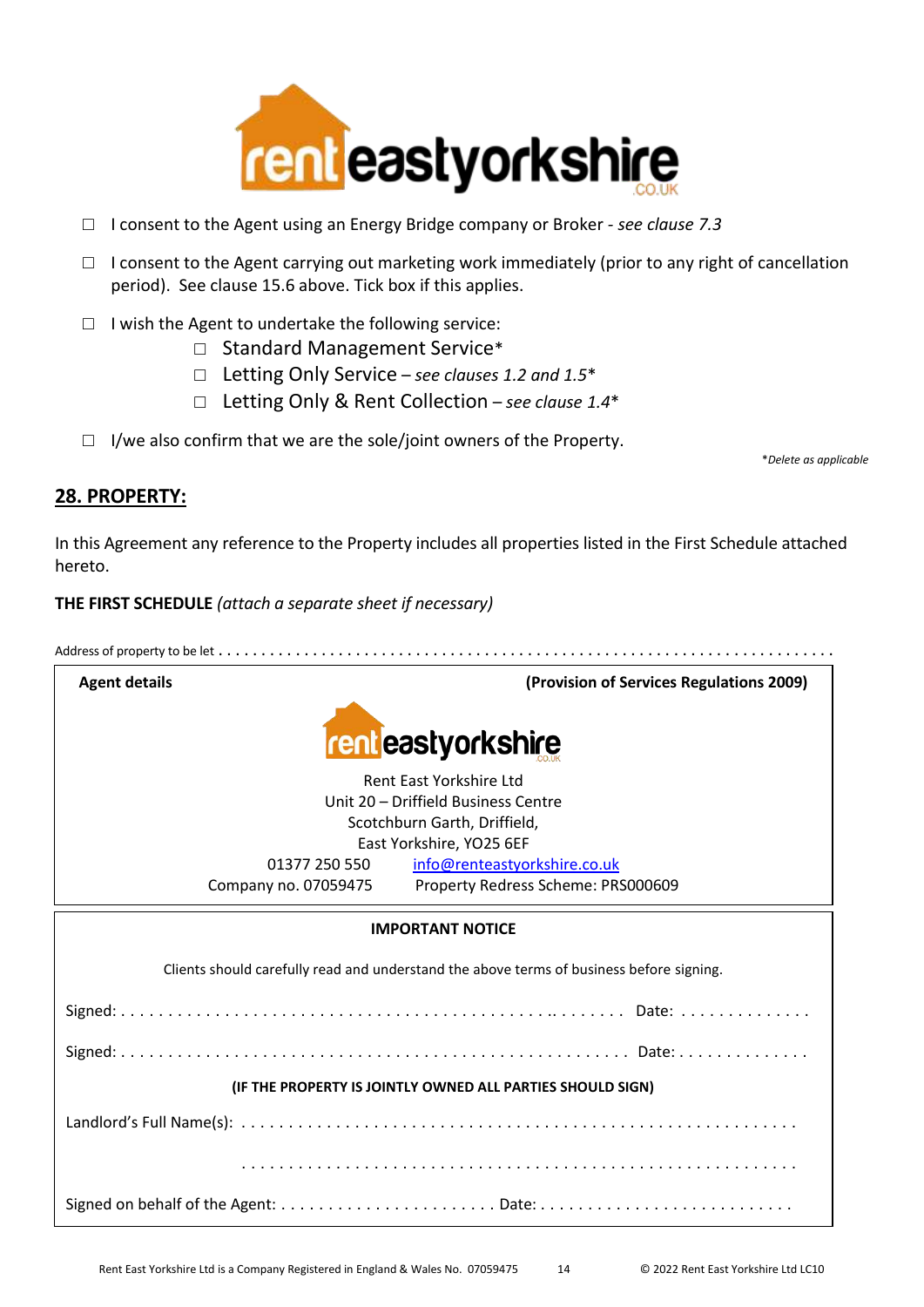- ☐ I consent to the Agent using an Energy Bridge company or Broker - *see clause 7.3*
- ☐ I consent to the Agent carrying out marketing work immediately (prior to any right of cancellation period). See clause 15.6 above. Tick box if this applies.
- ☐ I wish the Agent to undertake the following service:
  - ☐ Standard Management Service*
  - ☐ Letting Only Service – *see clauses 1.2 and 1.5**
  - ☐ Letting Only & Rent Collection – *see clause 1.4**
- ☐ I/we also confirm that we are the sole/joint owners of the Property.

*\*Delete as applicable*

## 28. PROPERTY:

In this Agreement any reference to the Property includes all properties listed in the First Schedule attached hereto.

**THE FIRST SCHEDULE** *(attach a separate sheet if necessary)*

Address of property to be let . . . . . . . . . . . . . . . . . . . . . . . . . . . . . . . . . . . . . . . . . . . . . . . . . . . . . . . . . . . . . . . . . . . . . . . . .

**Agent details** **(Provision of Services Regulations 2009)**

Rent East Yorkshire Ltd
Unit 20 – Driffield Business Centre
Scotchburn Garth, Driffield,
East Yorkshire, YO25 6EF
01377 250 550 info@renteastyorkshire.co.uk
Company no. 07059475 Property Redress Scheme: PRS000609

**IMPORTANT NOTICE**

Clients should carefully read and understand the above terms of business before signing.

Signed: . . . . . . . . . . . . . . . . . . . . . . . . . . . . . . . . . . . . . . . . . . . . . . . . . . . . . . Date: . . . . . . . . . . . . . .

Signed: . . . . . . . . . . . . . . . . . . . . . . . . . . . . . . . . . . . . . . . . . . . . . . . . . . . . . . Date: . . . . . . . . . . . . . .

**(IF THE PROPERTY IS JOINTLY OWNED ALL PARTIES SHOULD SIGN)**

Landlord's Full Name(s): . . . . . . . . . . . . . . . . . . . . . . . . . . . . . . . . . . . . . . . . . . . . . . . . . . . . . . . . . . . . .

. . . . . . . . . . . . . . . . . . . . . . . . . . . . . . . . . . . . . . . . . . . . . . . . . . . . . . . . . . . . .

Signed on behalf of the Agent: . . . . . . . . . . . . . . . . . . . . . . . Date: . . . . . . . . . . . . . . . . . . . . . . . . . . .

Rent East Yorkshire Ltd is a Company Registered in England & Wales No. 07059475 © 2022 Rent East Yorkshire Ltd LC10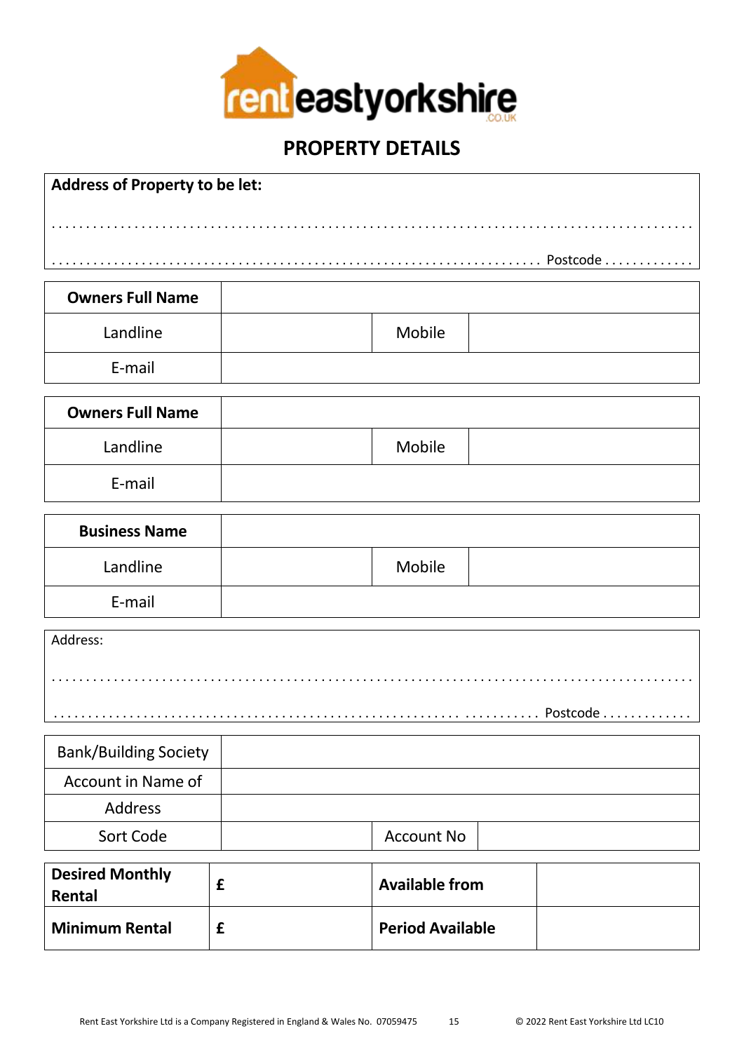# PROPERTY DETAILS

**Address of Property to be let:**

. . . . . . . . . . . . . . . . . . . . . . . . . . . . . . . . . . . . . . . . . . . . . . . . . . . . . . . . . . . . . . . . . . . . . . . . . . . . . . . . . . . . .

. . . . . . . . . . . . . . . . . . . . . . . . . . . . . . . . . . . . . . . . . . . . . . . . . . . . . . . . . . . . . . . . . Postcode . . . . . . . . . . . .

| **Owners Full Name** | | | |
|---|---|---|---|
| Landline | | Mobile | |
| E-mail | | | |

| **Owners Full Name** | | | |
|---|---|---|---|
| Landline | | Mobile | |
| E-mail | | | |

| **Business Name** | | | |
|---|---|---|---|
| Landline | | Mobile | |
| E-mail | | | |

Address:

. . . . . . . . . . . . . . . . . . . . . . . . . . . . . . . . . . . . . . . . . . . . . . . . . . . . . . . . . . . . . . . . . . . . . . . . . . . . . . . . . . . . .

. . . . . . . . . . . . . . . . . . . . . . . . . . . . . . . . . . . . . . . . . . . . . . . . . . . . . . . . . . . . . . . . . Postcode . . . . . . . . . . . .

| Bank/Building Society | | | |
|---|---|---|---|
| Account in Name of | | | |
| Address | | | |
| Sort Code | | Account No | |

| **Desired Monthly Rental** | £ | **Available from** | |
|---|---|---|---|
| **Minimum Rental** | £ | **Period Available** | |

Rent East Yorkshire Ltd is a Company Registered in England & Wales No. 07059475 © 2022 Rent East Yorkshire Ltd LC10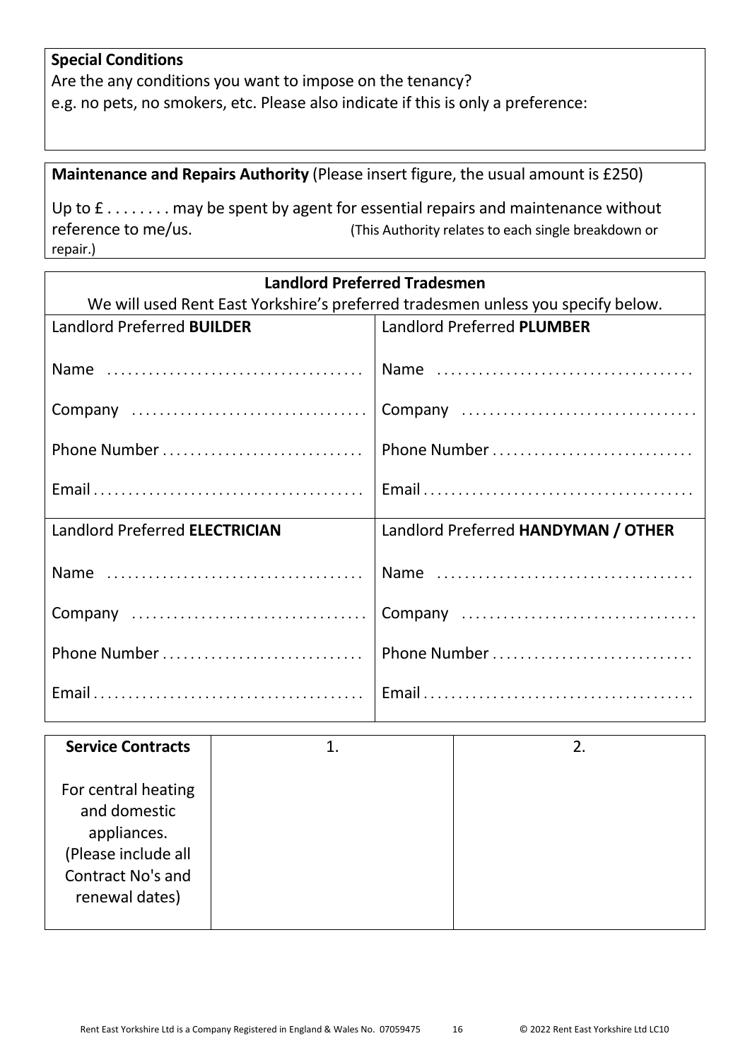**Special Conditions**

Are the any conditions you want to impose on the tenancy?
e.g. no pets, no smokers, etc. Please also indicate if this is only a preference:

**Maintenance and Repairs Authority** (Please insert figure, the usual amount is £250)

Up to £ . . . . . . . . may be spent by agent for essential repairs and maintenance without reference to me/us. (This Authority relates to each single breakdown or repair.)

| **Landlord Preferred Tradesmen** We will used Rent East Yorkshire's preferred tradesmen unless you specify below. | |
|---|---|
| Landlord Preferred **BUILDER** | Landlord Preferred **PLUMBER** |
| Name .................................... | Name .................................... |
| Company ................................. | Company ................................. |
| Phone Number ............................ | Phone Number ............................ |
| Email ...................................... | Email ...................................... |
| Landlord Preferred **ELECTRICIAN** | Landlord Preferred **HANDYMAN / OTHER** |
| Name .................................... | Name .................................... |
| Company ................................. | Company ................................. |
| Phone Number ............................ | Phone Number ............................ |
| Email ...................................... | Email ...................................... |

| **Service Contracts** For central heating and domestic appliances. (Please include all Contract No's and renewal dates) | 1. | 2. |
|---|---|---|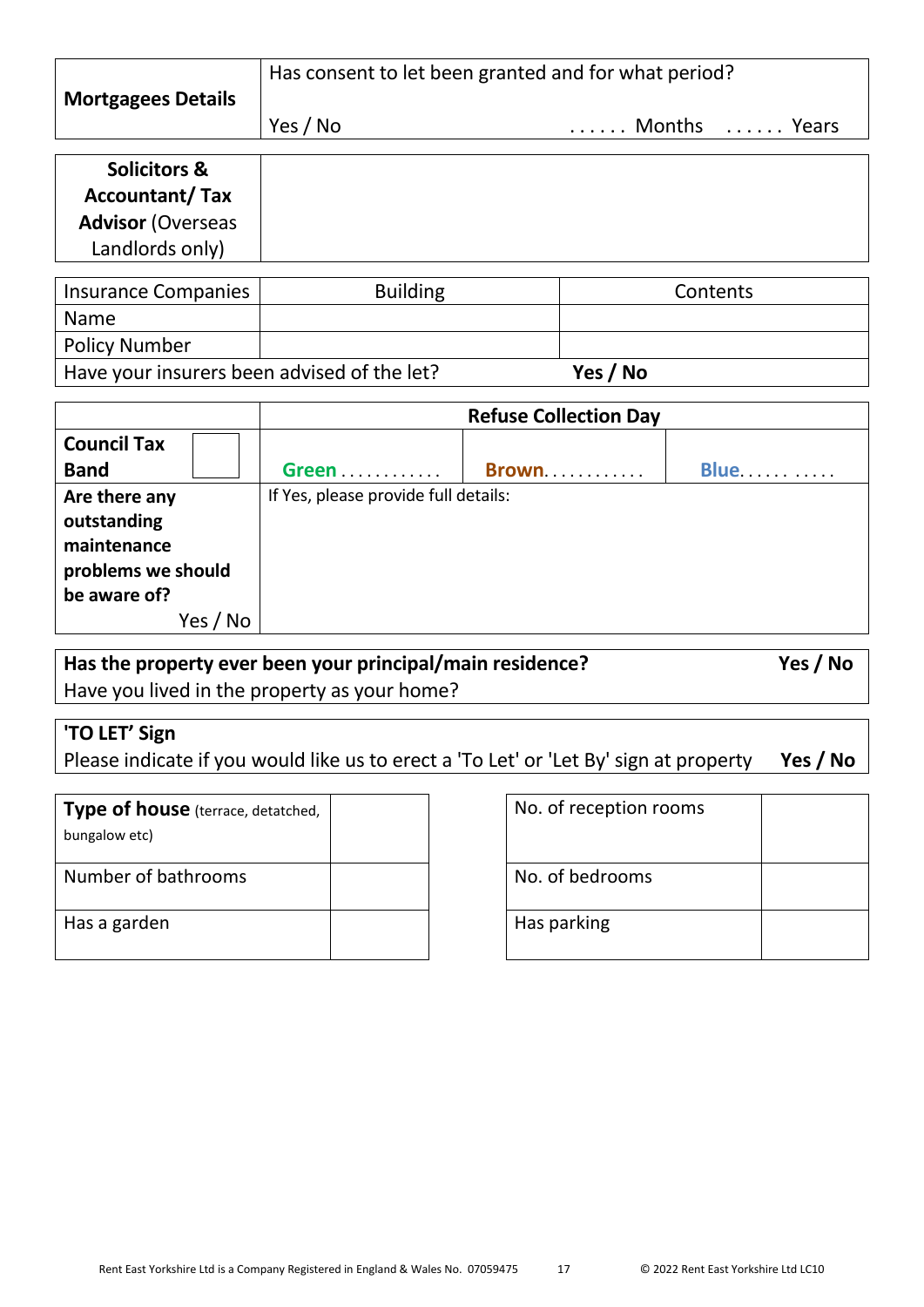| **Mortgagees Details** | Has consent to let been granted and for what period? | | |
|---|---|---|---|
| | Yes / No | …… Months | …… Years |

| **Solicitors & Accountant/ Tax Advisor** (Overseas Landlords only) | |
|---|---|

| Insurance Companies | Building | Contents |
|---|---|---|
| Name | | |
| Policy Number | | |
| Have your insurers been advised of the let? | **Yes / No** | |

| | **Refuse Collection Day** | | |
|---|---|---|---|
| **Council Tax Band** | **Green** ………… | **Brown**………… | **Blue**……… …… |
| **Are there any outstanding maintenance problems we should be aware of?** Yes / No | If Yes, please provide full details: | | |

| **Has the property ever been your principal/main residence?** Have you lived in the property as your home? | **Yes / No** |
|---|---|

| **'TO LET' Sign** Please indicate if you would like us to erect a 'To Let' or 'Let By' sign at property | **Yes / No** |
|---|---|

| **Type of house** (terrace, detatched, bungalow etc) | |
|---|---|
| Number of bathrooms | |
| Has a garden | |

| No. of reception rooms | |
|---|---|
| No. of bedrooms | |
| Has parking | |

Rent East Yorkshire Ltd is a Company Registered in England & Wales No. 07059475 © 2022 Rent East Yorkshire Ltd LC10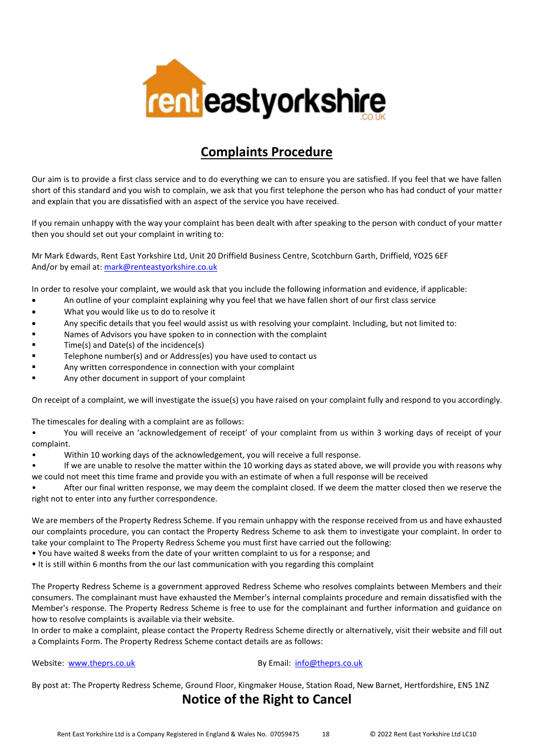# Complaints Procedure

Our aim is to provide a first class service and to do everything we can to ensure you are satisfied. If you feel that we have fallen short of this standard and you wish to complain, we ask that you first telephone the person who has had conduct of your matter and explain that you are dissatisfied with an aspect of the service you have received.

If you remain unhappy with the way your complaint has been dealt with after speaking to the person with conduct of your matter then you should set out your complaint in writing to:

Mr Mark Edwards, Rent East Yorkshire Ltd, Unit 20 Driffield Business Centre, Scotchburn Garth, Driffield, YO25 6EF
And/or by email at: mark@renteastyorkshire.co.uk

In order to resolve your complaint, we would ask that you include the following information and evidence, if applicable:

- An outline of your complaint explaining why you feel that we have fallen short of our first class service
- What you would like us to do to resolve it
- Any specific details that you feel would assist us with resolving your complaint. Including, but not limited to:
  - Names of Advisors you have spoken to in connection with the complaint
  - Time(s) and Date(s) of the incidence(s)
  - Telephone number(s) and or Address(es) you have used to contact us
  - Any written correspondence in connection with your complaint
  - Any other document in support of your complaint

On receipt of a complaint, we will investigate the issue(s) you have raised on your complaint fully and respond to you accordingly.

The timescales for dealing with a complaint are as follows:

- You will receive an 'acknowledgement of receipt' of your complaint from us within 3 working days of receipt of your complaint.
- Within 10 working days of the acknowledgement, you will receive a full response.
- If we are unable to resolve the matter within the 10 working days as stated above, we will provide you with reasons why we could not meet this time frame and provide you with an estimate of when a full response will be received
- After our final written response, we may deem the complaint closed. If we deem the matter closed then we reserve the right not to enter into any further correspondence.

We are members of the Property Redress Scheme. If you remain unhappy with the response received from us and have exhausted our complaints procedure, you can contact the Property Redress Scheme to ask them to investigate your complaint. In order to take your complaint to The Property Redress Scheme you must first have carried out the following:

- You have waited 8 weeks from the date of your written complaint to us for a response; and
- It is still within 6 months from the our last communication with you regarding this complaint

The Property Redress Scheme is a government approved Redress Scheme who resolves complaints between Members and their consumers. The complainant must have exhausted the Member's internal complaints procedure and remain dissatisfied with the Member's response. The Property Redress Scheme is free to use for the complainant and further information and guidance on how to resolve complaints is available via their website.
In order to make a complaint, please contact the Property Redress Scheme directly or alternatively, visit their website and fill out a Complaints Form. The Property Redress Scheme contact details are as follows:

Website: www.theprs.co.uk

By Email: info@theprs.co.uk

By post at: The Property Redress Scheme, Ground Floor, Kingmaker House, Station Road, New Barnet, Hertfordshire, EN5 1NZ

# Notice of the Right to Cancel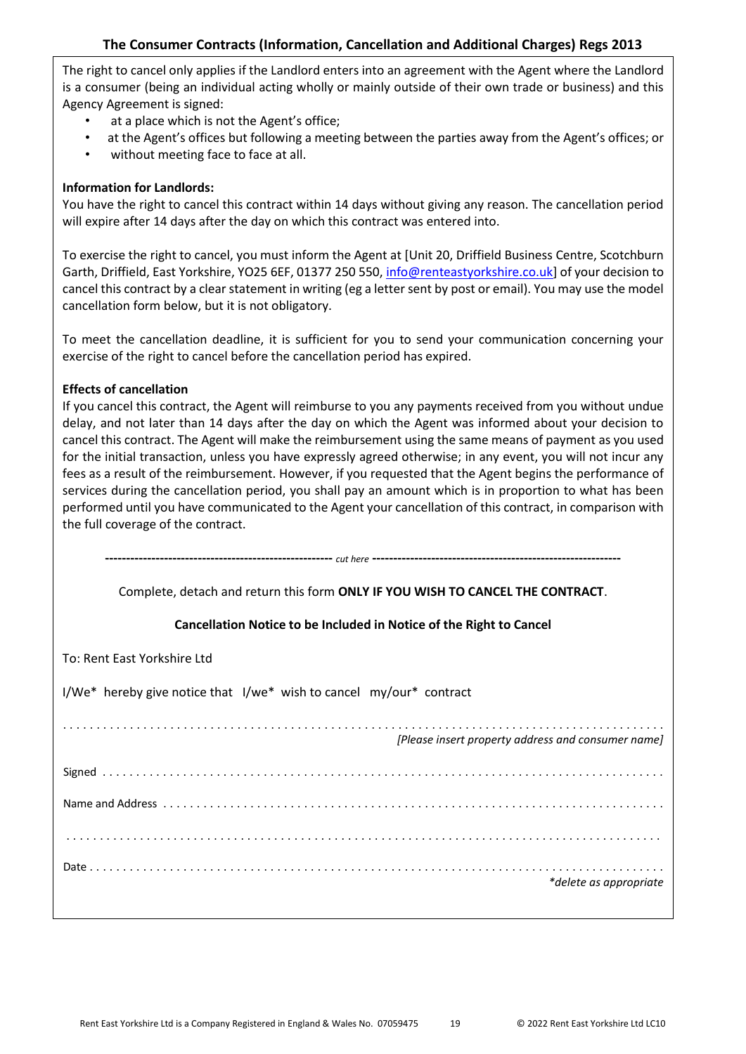## The Consumer Contracts (Information, Cancellation and Additional Charges) Regs 2013

The right to cancel only applies if the Landlord enters into an agreement with the Agent where the Landlord is a consumer (being an individual acting wholly or mainly outside of their own trade or business) and this Agency Agreement is signed:

- at a place which is not the Agent's office;
- at the Agent's offices but following a meeting between the parties away from the Agent's offices; or
- without meeting face to face at all.

**Information for Landlords:**

You have the right to cancel this contract within 14 days without giving any reason. The cancellation period will expire after 14 days after the day on which this contract was entered into.

To exercise the right to cancel, you must inform the Agent at [Unit 20, Driffield Business Centre, Scotchburn Garth, Driffield, East Yorkshire, YO25 6EF, 01377 250 550, info@renteastyorkshire.co.uk] of your decision to cancel this contract by a clear statement in writing (eg a letter sent by post or email). You may use the model cancellation form below, but it is not obligatory.

To meet the cancellation deadline, it is sufficient for you to send your communication concerning your exercise of the right to cancel before the cancellation period has expired.

**Effects of cancellation**

If you cancel this contract, the Agent will reimburse to you any payments received from you without undue delay, and not later than 14 days after the day on which the Agent was informed about your decision to cancel this contract. The Agent will make the reimbursement using the same means of payment as you used for the initial transaction, unless you have expressly agreed otherwise; in any event, you will not incur any fees as a result of the reimbursement. However, if you requested that the Agent begins the performance of services during the cancellation period, you shall pay an amount which is in proportion to what has been performed until you have communicated to the Agent your cancellation of this contract, in comparison with the full coverage of the contract.

------------------------------------------------------ *cut here* ------------------------------------------------------------

Complete, detach and return this form **ONLY IF YOU WISH TO CANCEL THE CONTRACT**.

**Cancellation Notice to be Included in Notice of the Right to Cancel**

To: Rent East Yorkshire Ltd

I/We* hereby give notice that I/we* wish to cancel my/our* contract

. . . . . . . . . . . . . . . . . . . . . . . . . . . . . . . . . . . . . . . . . . . . . . . . . . . . . . . . . . . . . . . . . . . . . . . . . . .

*[Please insert property address and consumer name]*

Signed . . . . . . . . . . . . . . . . . . . . . . . . . . . . . . . . . . . . . . . . . . . . . . . . . . . . . . . . . . . . . . . . . . . . . . . . . . .

Name and Address . . . . . . . . . . . . . . . . . . . . . . . . . . . . . . . . . . . . . . . . . . . . . . . . . . . . . . . . . . . . . . . . . . .

. . . . . . . . . . . . . . . . . . . . . . . . . . . . . . . . . . . . . . . . . . . . . . . . . . . . . . . . . . . . . . . . . . . . . . . . . . . . . . . .

Date . . . . . . . . . . . . . . . . . . . . . . . . . . . . . . . . . . . . . . . . . . . . . . . . . . . . . . . . . . . . . . . . . . . . . . . . . . . . .

*\*delete as appropriate*

Rent East Yorkshire Ltd is a Company Registered in England & Wales No. 07059475 © 2022 Rent East Yorkshire Ltd LC10